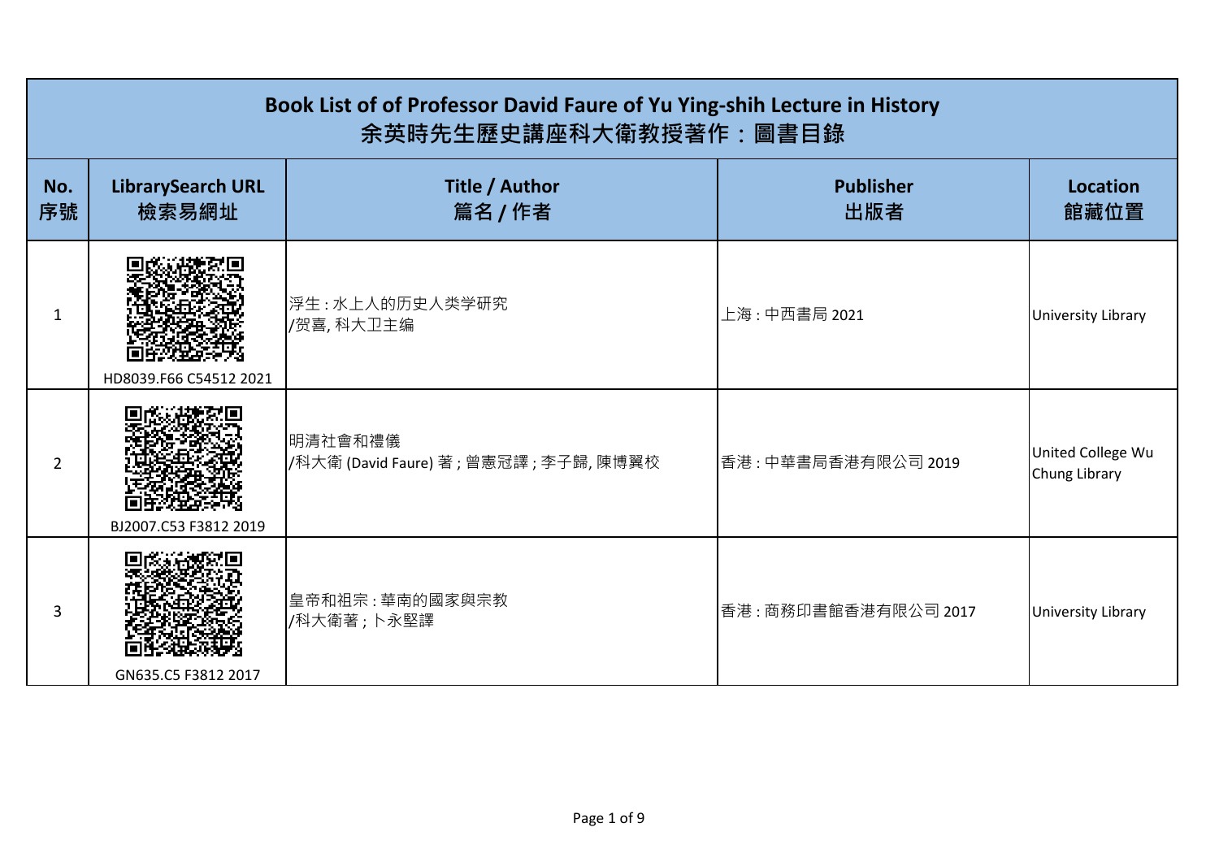| Book List of of Professor David Faure of Yu Ying-shih Lecture in History<br>余英時先生歷史講座科大衛教授著作：圖書目錄 | | | | |
|---|---|---|---|---|
| No.<br>序號 | LibrarySearch URL<br>檢索易網址 | Title / Author<br>篇名 / 作者 | Publisher<br>出版者 | Location<br>館藏位置 |
| 1 | HD8039.F66 C54512 2021 | 浮生 : 水上人的历史人类学研究<br>/贺喜, 科大卫主编 | 上海 : 中西書局 2021 | University Library |
| 2 | BJ2007.C53 F3812 2019 | 明清社會和禮儀<br>/科大衛 (David Faure) 著 ; 曾憲冠譯 ; 李子歸, 陳博翼校 | 香港 : 中華書局香港有限公司 2019 | United College Wu Chung Library |
| 3 | GN635.C5 F3812 2017 | 皇帝和祖宗 : 華南的國家與宗教<br>/科大衛著 ; 卜永堅譯 | 香港 : 商務印書館香港有限公司 2017 | University Library |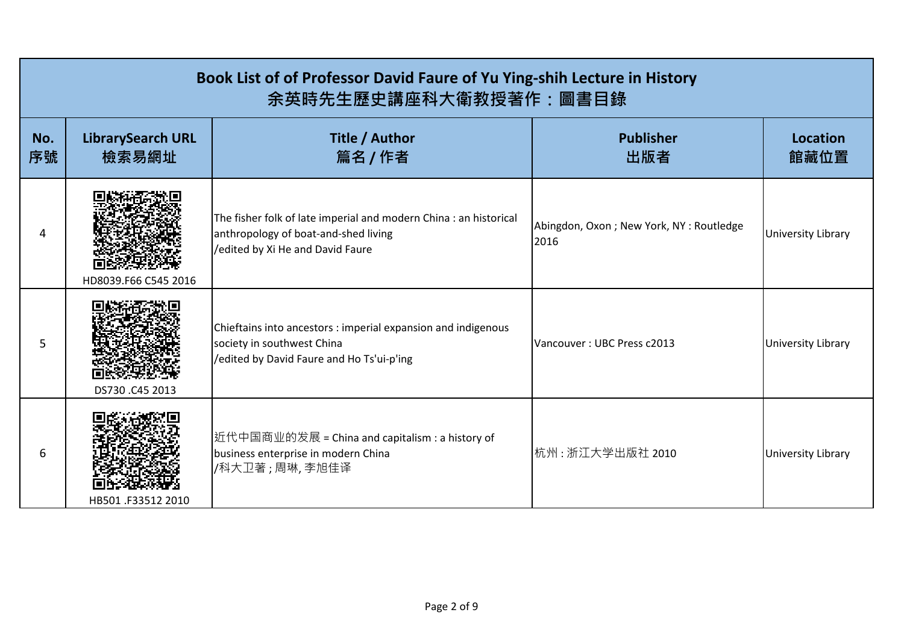# Book List of of Professor David Faure of Yu Ying-shih Lecture in History
# 余英時先生歷史講座科大衛教授著作：圖書目錄

| No.<br>序號 | LibrarySearch URL<br>檢索易網址 | Title / Author<br>篇名 / 作者 | Publisher<br>出版者 | Location<br>館藏位置 |
|---|---|---|---|---|
| 4 | HD8039.F66 C545 2016 | The fisher folk of late imperial and modern China : an historical anthropology of boat-and-shed living<br>/edited by Xi He and David Faure | Abingdon, Oxon ; New York, NY : Routledge 2016 | University Library |
| 5 | DS730 .C45 2013 | Chieftains into ancestors : imperial expansion and indigenous society in southwest China<br>/edited by David Faure and Ho Ts'ui-p'ing | Vancouver : UBC Press c2013 | University Library |
| 6 | HB501 .F33512 2010 | 近代中国商业的发展 = China and capitalism : a history of business enterprise in modern China<br>/科大卫著 ; 周琳, 李旭佳译 | 杭州 : 浙江大学出版社 2010 | University Library |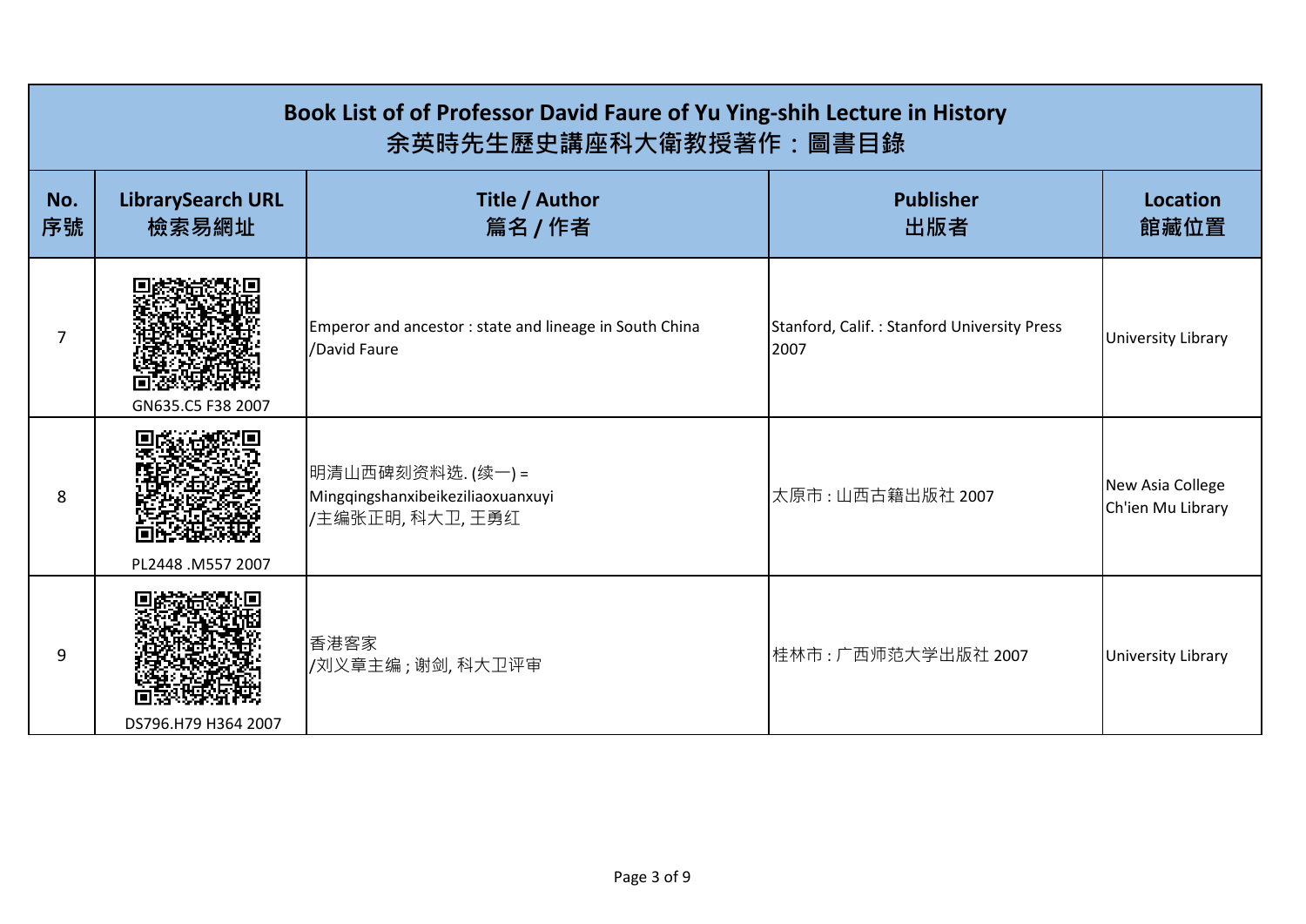# Book List of of Professor David Faure of Yu Ying-shih Lecture in History
# 余英時先生歷史講座科大衛教授著作：圖書目錄

| No.<br>序號 | LibrarySearch URL<br>檢索易網址 | Title / Author<br>篇名 / 作者 | Publisher<br>出版者 | Location<br>館藏位置 |
|---|---|---|---|---|
| 7 | GN635.C5 F38 2007 | Emperor and ancestor : state and lineage in South China<br>/David Faure | Stanford, Calif. : Stanford University Press 2007 | University Library |
| 8 | PL2448 .M557 2007 | 明清山西碑刻资料选. (续一) =<br>Mingqingshanxibeikeziliaoxuanxuyi<br>/主编张正明, 科大卫, 王勇红 | 太原市 : 山西古籍出版社 2007 | New Asia College<br>Ch'ien Mu Library |
| 9 | DS796.H79 H364 2007 | 香港客家<br>/刘义章主编 ; 谢剑, 科大卫评审 | 桂林市 : 广西师范大学出版社 2007 | University Library |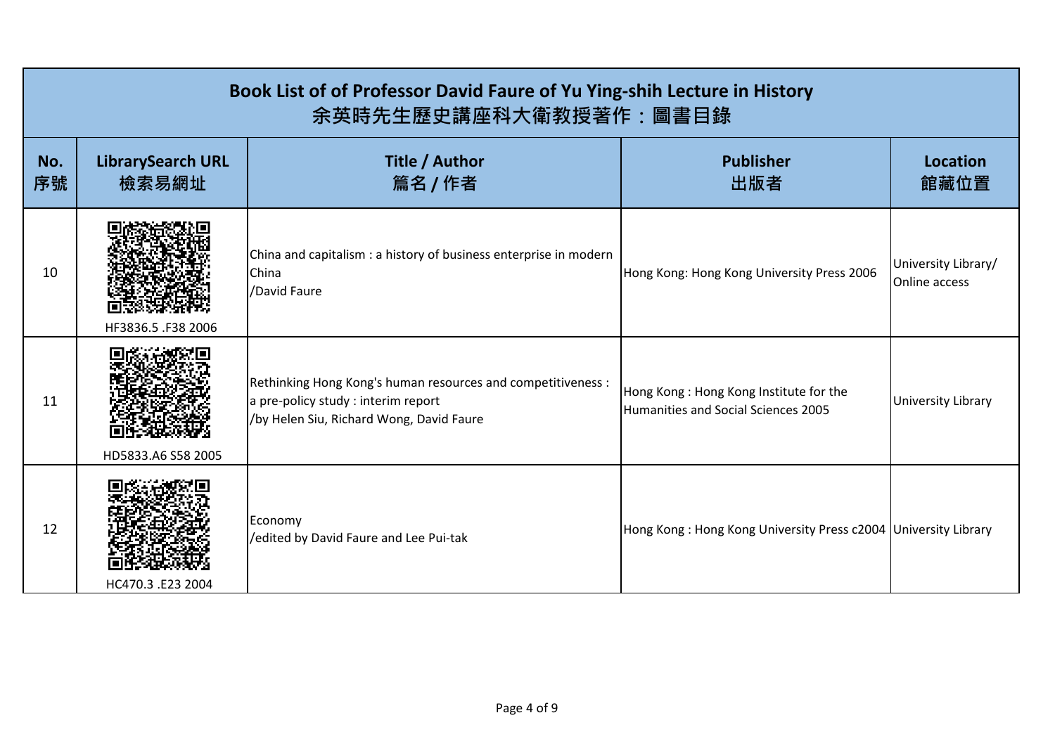# Book List of of Professor David Faure of Yu Ying-shih Lecture in History
# 余英時先生歷史講座科大衛教授著作：圖書目錄

| No. 序號 | LibrarySearch URL 檢索易網址 | Title / Author 篇名 / 作者 | Publisher 出版者 | Location 館藏位置 |
|---|---|---|---|---|
| 10 | HF3836.5 .F38 2006 | China and capitalism : a history of business enterprise in modern China /David Faure | Hong Kong: Hong Kong University Press 2006 | University Library/ Online access |
| 11 | HD5833.A6 S58 2005 | Rethinking Hong Kong's human resources and competitiveness : a pre-policy study : interim report /by Helen Siu, Richard Wong, David Faure | Hong Kong : Hong Kong Institute for the Humanities and Social Sciences 2005 | University Library |
| 12 | HC470.3 .E23 2004 | Economy /edited by David Faure and Lee Pui-tak | Hong Kong : Hong Kong University Press c2004 | University Library |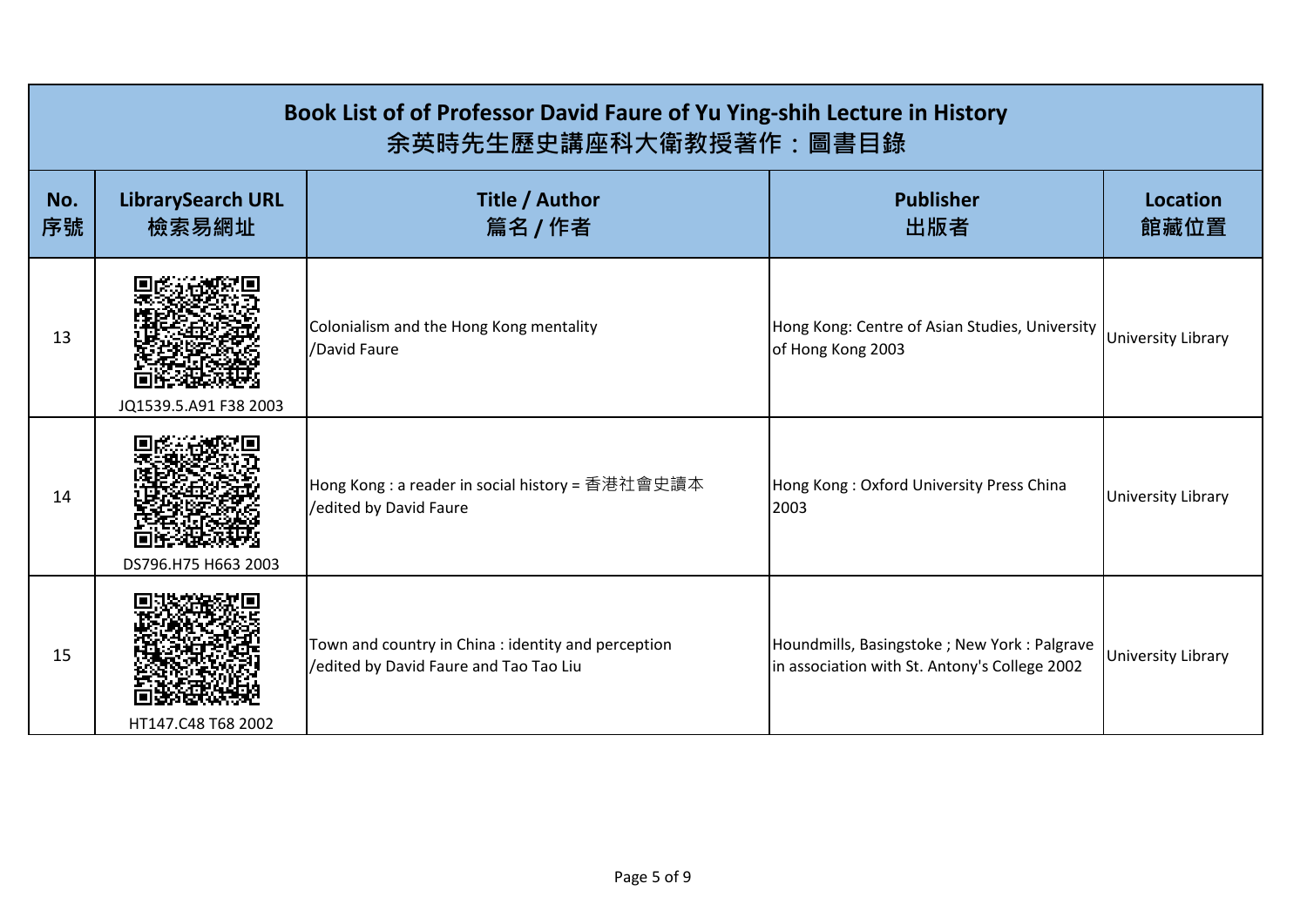| Book List of of Professor David Faure of Yu Ying-shih Lecture in History<br>余英時先生歷史講座科大衛教授著作：圖書目錄 | | | | |
|---|---|---|---|---|
| **No.<br>序號** | **LibrarySearch URL<br>檢索易網址** | **Title / Author<br>篇名 / 作者** | **Publisher<br>出版者** | **Location<br>館藏位置** |
| 13 | JQ1539.5.A91 F38 2003 | Colonialism and the Hong Kong mentality<br>/David Faure | Hong Kong: Centre of Asian Studies, University of Hong Kong 2003 | University Library |
| 14 | DS796.H75 H663 2003 | Hong Kong : a reader in social history = 香港社會史讀本<br>/edited by David Faure | Hong Kong : Oxford University Press China 2003 | University Library |
| 15 | HT147.C48 T68 2002 | Town and country in China : identity and perception<br>/edited by David Faure and Tao Tao Liu | Houndmills, Basingstoke ; New York : Palgrave in association with St. Antony's College 2002 | University Library |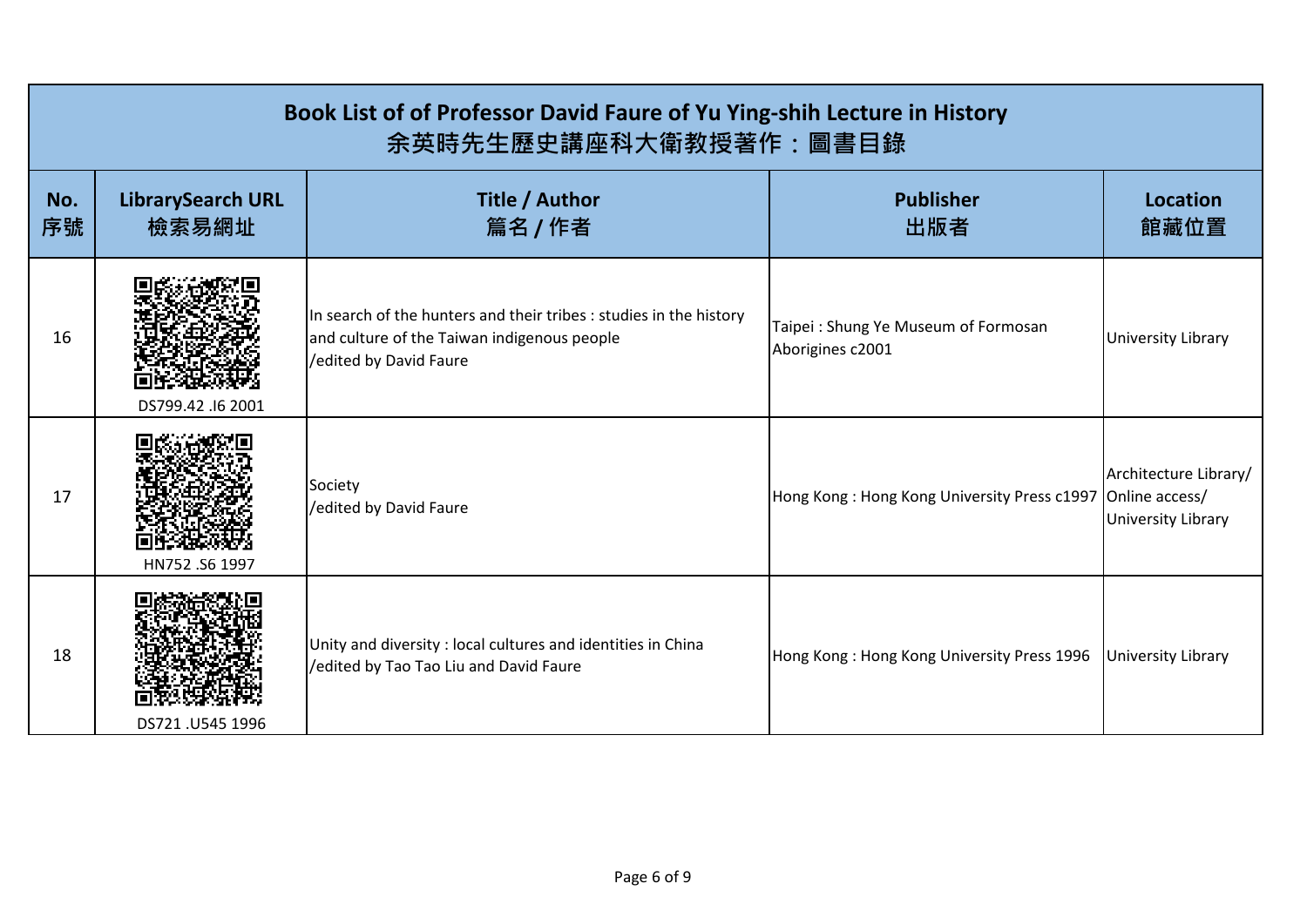| Book List of of Professor David Faure of Yu Ying-shih Lecture in History 余英時先生歷史講座科大衛教授著作：圖書目錄 | | | | |
|---|---|---|---|---|
| **No. 序號** | **LibrarySearch URL 檢索易網址** | **Title / Author 篇名 / 作者** | **Publisher 出版者** | **Location 館藏位置** |
| 16 | DS799.42 .I6 2001 | In search of the hunters and their tribes : studies in the history and culture of the Taiwan indigenous people /edited by David Faure | Taipei : Shung Ye Museum of Formosan Aborigines c2001 | University Library |
| 17 | HN752 .S6 1997 | Society /edited by David Faure | Hong Kong : Hong Kong University Press c1997 | Architecture Library/ Online access/ University Library |
| 18 | DS721 .U545 1996 | Unity and diversity : local cultures and identities in China /edited by Tao Tao Liu and David Faure | Hong Kong : Hong Kong University Press 1996 | University Library |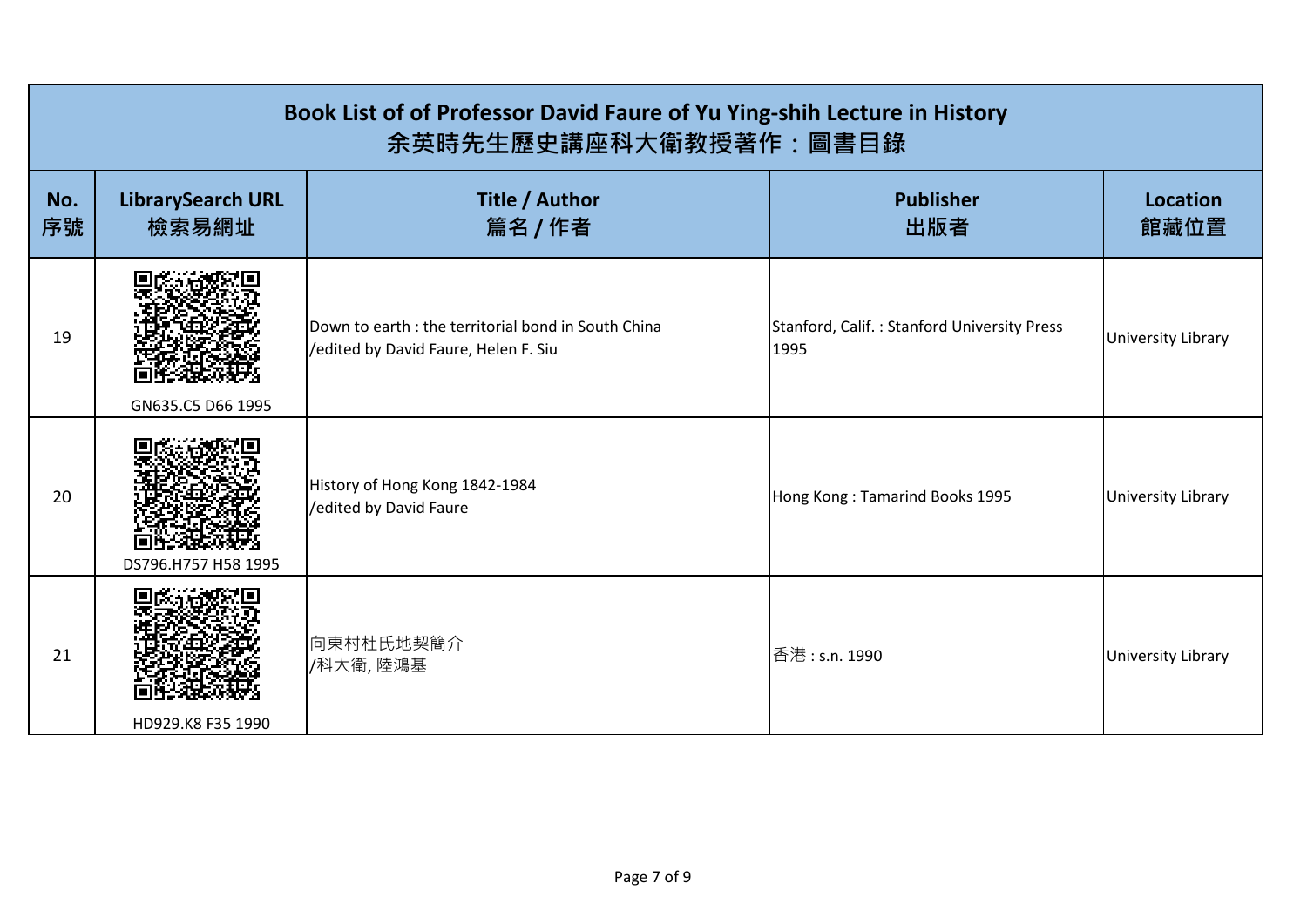| Book List of of Professor David Faure of Yu Ying-shih Lecture in History<br>余英時先生歷史講座科大衛教授著作：圖書目錄 | | | | |
|---|---|---|---|---|
| **No.<br>序號** | **LibrarySearch URL<br>檢索易網址** | **Title / Author<br>篇名 / 作者** | **Publisher<br>出版者** | **Location<br>館藏位置** |
| 19 | GN635.C5 D66 1995 | Down to earth : the territorial bond in South China<br>/edited by David Faure, Helen F. Siu | Stanford, Calif. : Stanford University Press 1995 | University Library |
| 20 | DS796.H757 H58 1995 | History of Hong Kong 1842-1984<br>/edited by David Faure | Hong Kong : Tamarind Books 1995 | University Library |
| 21 | HD929.K8 F35 1990 | 向東村杜氏地契簡介<br>/科大衛, 陸鴻基 | 香港 : s.n. 1990 | University Library |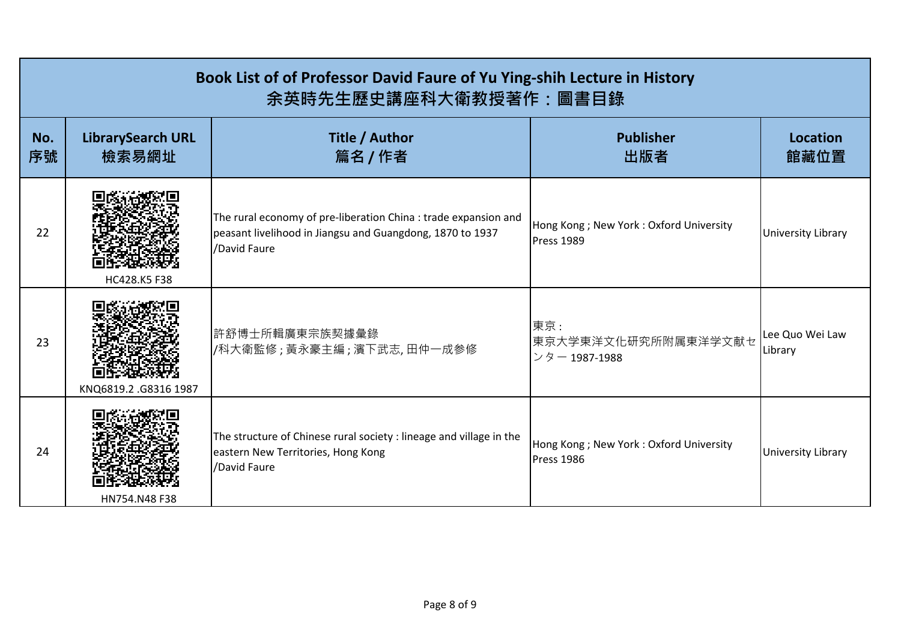| Book List of of Professor David Faure of Yu Ying-shih Lecture in History<br>余英時先生歷史講座科大衛教授著作：圖書目錄 | | | | |
|---|---|---|---|---|
| **No.<br>序號** | **LibrarySearch URL<br>檢索易網址** | **Title / Author<br>篇名 / 作者** | **Publisher<br>出版者** | **Location<br>館藏位置** |
| 22 | HC428.K5 F38 | The rural economy of pre-liberation China : trade expansion and peasant livelihood in Jiangsu and Guangdong, 1870 to 1937<br>/David Faure | Hong Kong ; New York : Oxford University Press 1989 | University Library |
| 23 | KNQ6819.2 .G8316 1987 | 許舒博士所輯廣東宗族契據彙錄<br>/科大衛監修 ; 黃永豪主編 ; 濱下武志, 田仲一成參修 | 東京 :<br>東京大学東洋文化研究所附属東洋学文献センター 1987-1988 | Lee Quo Wei Law Library |
| 24 | HN754.N48 F38 | The structure of Chinese rural society : lineage and village in the eastern New Territories, Hong Kong<br>/David Faure | Hong Kong ; New York : Oxford University Press 1986 | University Library |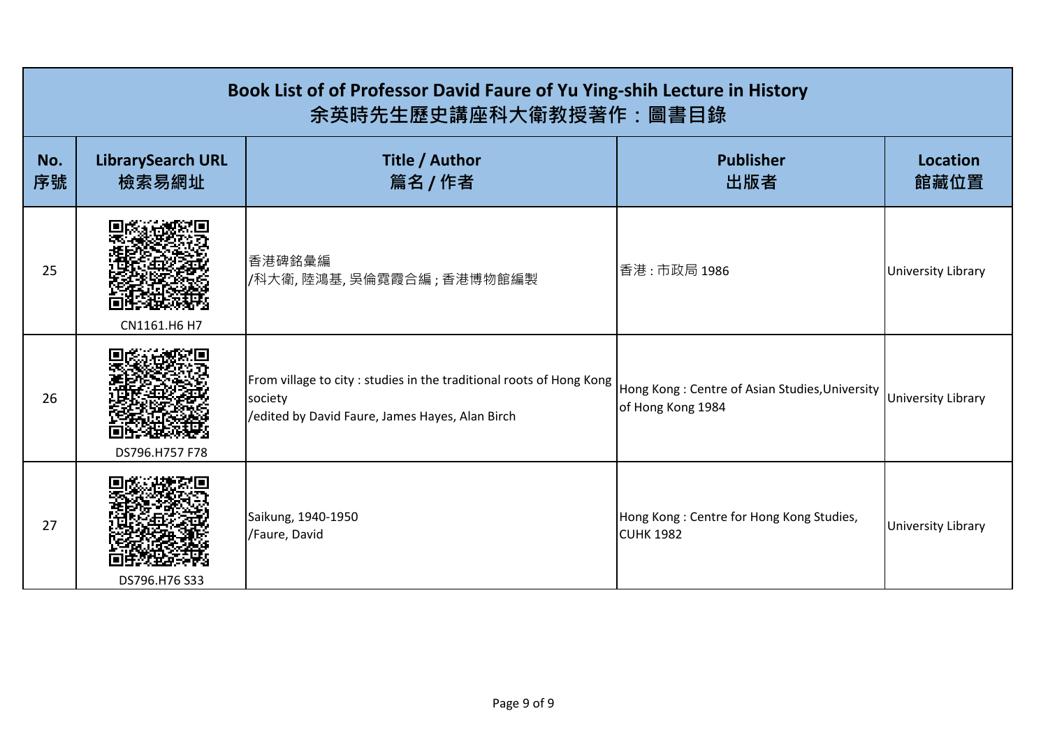| Book List of of Professor David Faure of Yu Ying-shih Lecture in History<br>余英時先生歷史講座科大衛教授著作：圖書目錄 | | | | |
|---|---|---|---|---|
| **No.<br>序號** | **LibrarySearch URL<br>檢索易網址** | **Title / Author<br>篇名 / 作者** | **Publisher<br>出版者** | **Location<br>館藏位置** |
| 25 | CN1161.H6 H7 | 香港碑銘彙編<br>/科大衛, 陸鴻基, 吳倫霓霞合編 ; 香港博物館編製 | 香港 : 市政局 1986 | University Library |
| 26 | DS796.H757 F78 | From village to city : studies in the traditional roots of Hong Kong society<br>/edited by David Faure, James Hayes, Alan Birch | Hong Kong : Centre of Asian Studies,University of Hong Kong 1984 | University Library |
| 27 | DS796.H76 S33 | Saikung, 1940-1950<br>/Faure, David | Hong Kong : Centre for Hong Kong Studies, CUHK 1982 | University Library |